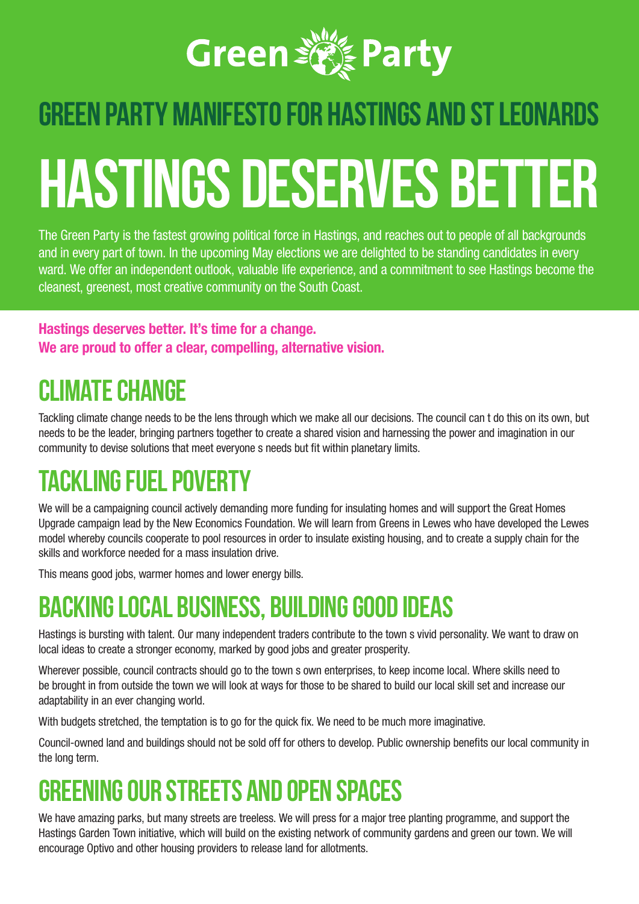Green Party

# GREEN PARTY MANIFESTO FOR HASTINGS AND ST LEONARDS

# HASTINGS DESERVES BETTER

The Green Party is the fastest growing political force in Hastings, and reaches out to people of all backgrounds and in every part of town. In the upcoming May elections we are delighted to be standing candidates in every ward. We offer an independent outlook, valuable life experience, and a commitment to see Hastings become the cleanest, greenest, most creative community on the South Coast.

**Hastings deserves better. It's time for a change.**
**We are proud to offer a clear, compelling, alternative vision.**

## CLIMATE CHANGE

Tackling climate change needs to be the lens through which we make all our decisions. The council can t do this on its own, but needs to be the leader, bringing partners together to create a shared vision and harnessing the power and imagination in our community to devise solutions that meet everyone s needs but fit within planetary limits.

## TACKLING FUEL POVERTY

We will be a campaigning council actively demanding more funding for insulating homes and will support the Great Homes Upgrade campaign lead by the New Economics Foundation. We will learn from Greens in Lewes who have developed the Lewes model whereby councils cooperate to pool resources in order to insulate existing housing, and to create a supply chain for the skills and workforce needed for a mass insulation drive.

This means good jobs, warmer homes and lower energy bills.

## BACKING LOCAL BUSINESS, BUILDING GOOD IDEAS

Hastings is bursting with talent. Our many independent traders contribute to the town s vivid personality. We want to draw on local ideas to create a stronger economy, marked by good jobs and greater prosperity.

Wherever possible, council contracts should go to the town s own enterprises, to keep income local. Where skills need to be brought in from outside the town we will look at ways for those to be shared to build our local skill set and increase our adaptability in an ever changing world.

With budgets stretched, the temptation is to go for the quick fix. We need to be much more imaginative.

Council-owned land and buildings should not be sold off for others to develop. Public ownership benefits our local community in the long term.

## GREENING OUR STREETS AND OPEN SPACES

We have amazing parks, but many streets are treeless. We will press for a major tree planting programme, and support the Hastings Garden Town initiative, which will build on the existing network of community gardens and green our town. We will encourage Optivo and other housing providers to release land for allotments.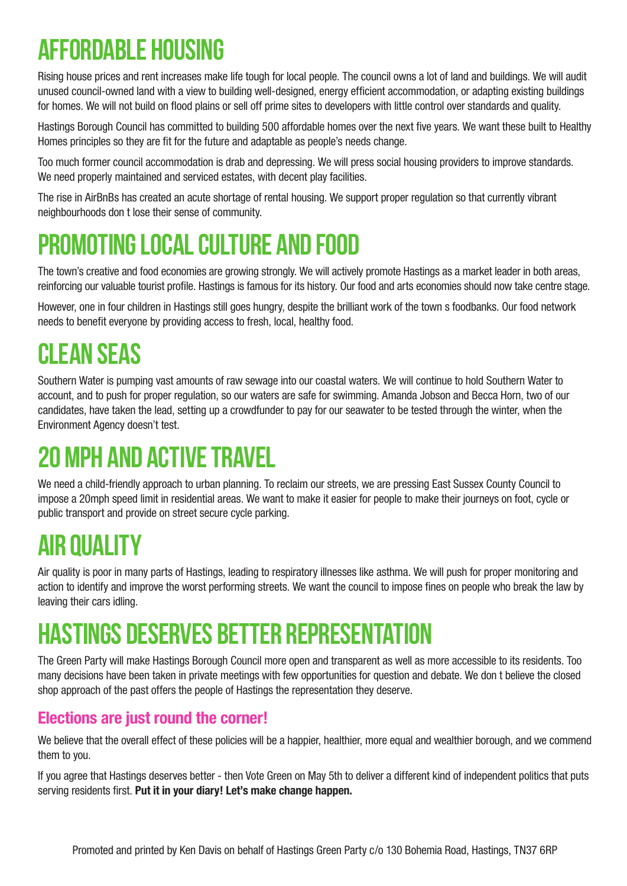# AFFORDABLE HOUSING

Rising house prices and rent increases make life tough for local people. The council owns a lot of land and buildings. We will audit unused council-owned land with a view to building well-designed, energy efficient accommodation, or adapting existing buildings for homes. We will not build on flood plains or sell off prime sites to developers with little control over standards and quality.

Hastings Borough Council has committed to building 500 affordable homes over the next five years. We want these built to Healthy Homes principles so they are fit for the future and adaptable as people's needs change.

Too much former council accommodation is drab and depressing. We will press social housing providers to improve standards. We need properly maintained and serviced estates, with decent play facilities.

The rise in AirBnBs has created an acute shortage of rental housing. We support proper regulation so that currently vibrant neighbourhoods don t lose their sense of community.

# PROMOTING LOCAL CULTURE AND FOOD

The town's creative and food economies are growing strongly. We will actively promote Hastings as a market leader in both areas, reinforcing our valuable tourist profile. Hastings is famous for its history. Our food and arts economies should now take centre stage.

However, one in four children in Hastings still goes hungry, despite the brilliant work of the town s foodbanks. Our food network needs to benefit everyone by providing access to fresh, local, healthy food.

# CLEAN SEAS

Southern Water is pumping vast amounts of raw sewage into our coastal waters. We will continue to hold Southern Water to account, and to push for proper regulation, so our waters are safe for swimming. Amanda Jobson and Becca Horn, two of our candidates, have taken the lead, setting up a crowdfunder to pay for our seawater to be tested through the winter, when the Environment Agency doesn't test.

# 20 MPH AND ACTIVE TRAVEL

We need a child-friendly approach to urban planning. To reclaim our streets, we are pressing East Sussex County Council to impose a 20mph speed limit in residential areas. We want to make it easier for people to make their journeys on foot, cycle or public transport and provide on street secure cycle parking.

# AIR QUALITY

Air quality is poor in many parts of Hastings, leading to respiratory illnesses like asthma. We will push for proper monitoring and action to identify and improve the worst performing streets. We want the council to impose fines on people who break the law by leaving their cars idling.

# HASTINGS DESERVES BETTER REPRESENTATION

The Green Party will make Hastings Borough Council more open and transparent as well as more accessible to its residents. Too many decisions have been taken in private meetings with few opportunities for question and debate. We don t believe the closed shop approach of the past offers the people of Hastings the representation they deserve.

## Elections are just round the corner!

We believe that the overall effect of these policies will be a happier, healthier, more equal and wealthier borough, and we commend them to you.

If you agree that Hastings deserves better - then Vote Green on May 5th to deliver a different kind of independent politics that puts serving residents first. **Put it in your diary! Let's make change happen.**

Promoted and printed by Ken Davis on behalf of Hastings Green Party c/o 130 Bohemia Road, Hastings, TN37 6RP